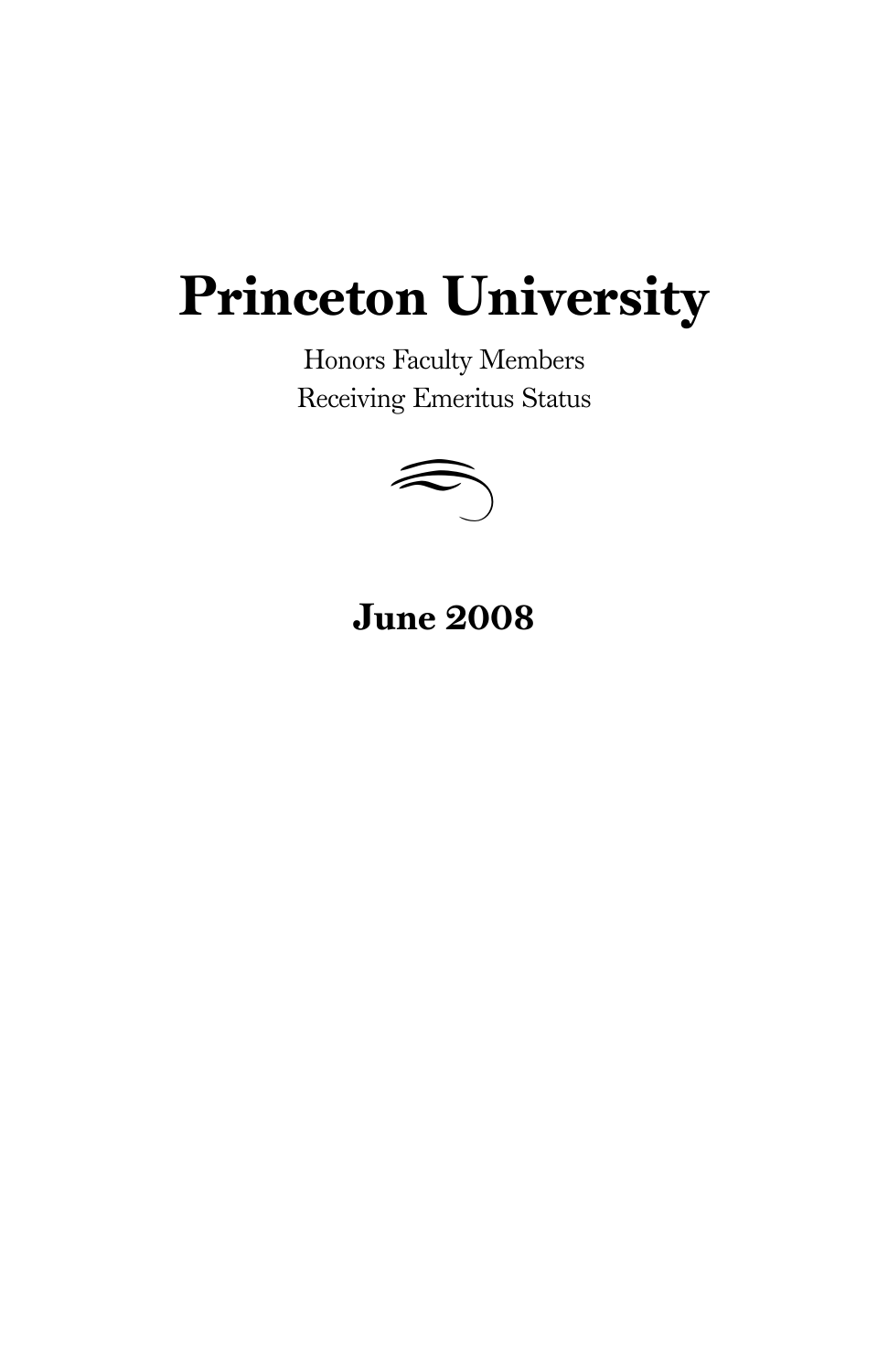# Princeton University

Honors Faculty Members
Receiving Emeritus Status

**June 2008**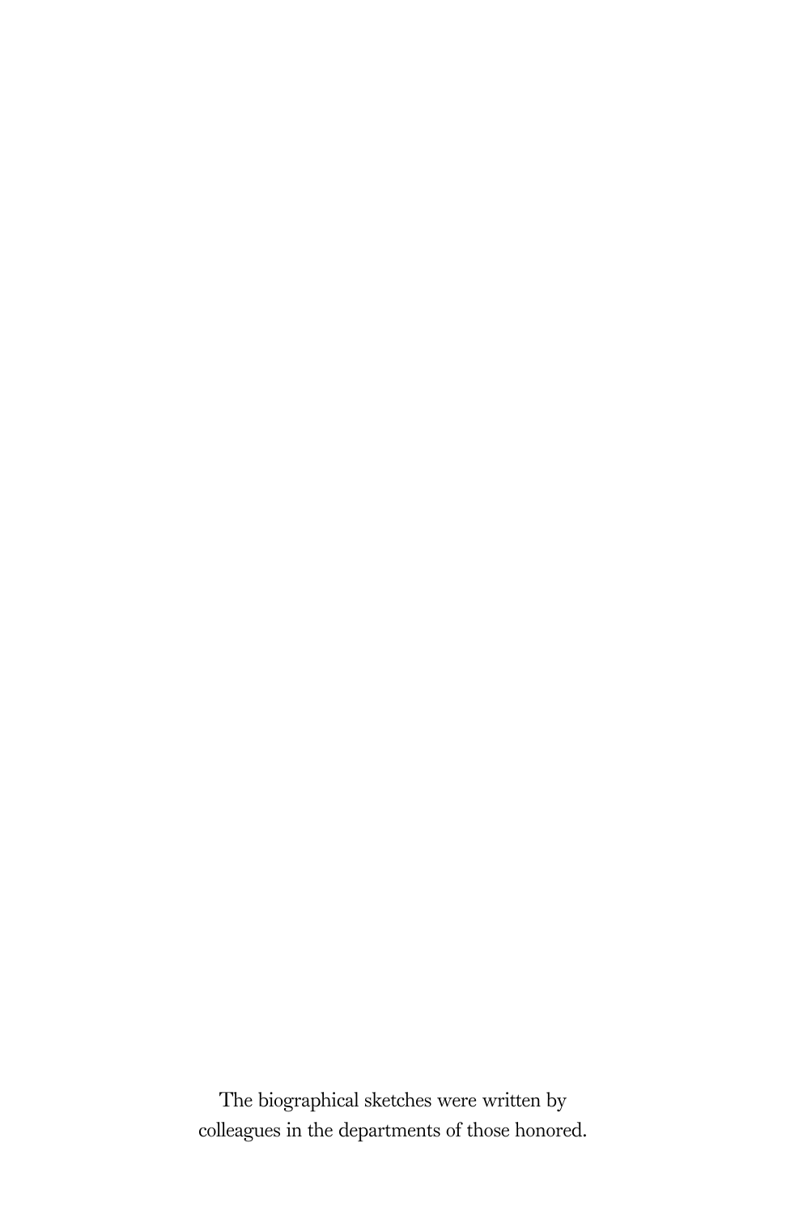The biographical sketches were written by colleagues in the departments of those honored.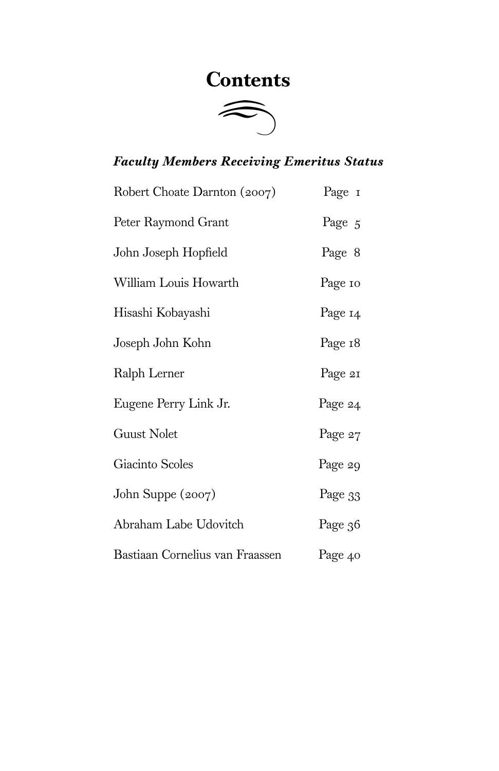# Contents

## *Faculty Members Receiving Emeritus Status*

| | |
|---|---|
| Robert Choate Darnton (2007) | Page 1 |
| Peter Raymond Grant | Page 5 |
| John Joseph Hopfield | Page 8 |
| William Louis Howarth | Page 10 |
| Hisashi Kobayashi | Page 14 |
| Joseph John Kohn | Page 18 |
| Ralph Lerner | Page 21 |
| Eugene Perry Link Jr. | Page 24 |
| Guust Nolet | Page 27 |
| Giacinto Scoles | Page 29 |
| John Suppe (2007) | Page 33 |
| Abraham Labe Udovitch | Page 36 |
| Bastiaan Cornelius van Fraassen | Page 40 |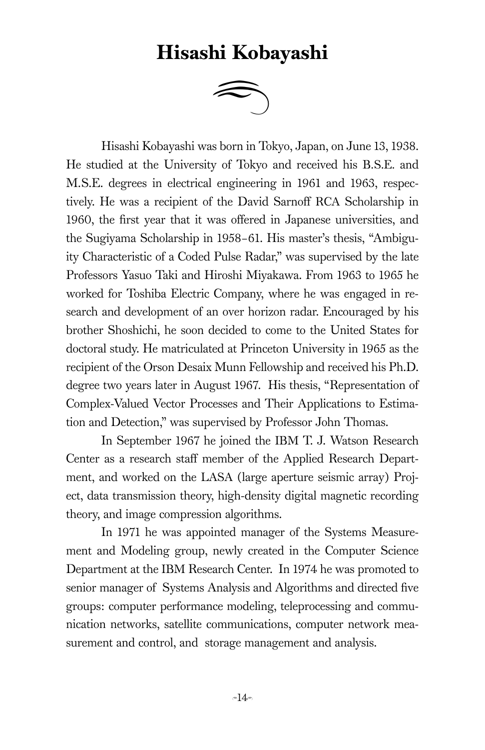# Hisashi Kobayashi

Hisashi Kobayashi was born in Tokyo, Japan, on June 13, 1938. He studied at the University of Tokyo and received his B.S.E. and M.S.E. degrees in electrical engineering in 1961 and 1963, respectively. He was a recipient of the David Sarnoff RCA Scholarship in 1960, the first year that it was offered in Japanese universities, and the Sugiyama Scholarship in 1958–61. His master's thesis, "Ambiguity Characteristic of a Coded Pulse Radar," was supervised by the late Professors Yasuo Taki and Hiroshi Miyakawa. From 1963 to 1965 he worked for Toshiba Electric Company, where he was engaged in research and development of an over horizon radar. Encouraged by his brother Shoshichi, he soon decided to come to the United States for doctoral study. He matriculated at Princeton University in 1965 as the recipient of the Orson Desaix Munn Fellowship and received his Ph.D. degree two years later in August 1967. His thesis, "Representation of Complex-Valued Vector Processes and Their Applications to Estimation and Detection," was supervised by Professor John Thomas.

In September 1967 he joined the IBM T. J. Watson Research Center as a research staff member of the Applied Research Department, and worked on the LASA (large aperture seismic array) Project, data transmission theory, high-density digital magnetic recording theory, and image compression algorithms.

In 1971 he was appointed manager of the Systems Measurement and Modeling group, newly created in the Computer Science Department at the IBM Research Center. In 1974 he was promoted to senior manager of Systems Analysis and Algorithms and directed five groups: computer performance modeling, teleprocessing and communication networks, satellite communications, computer network measurement and control, and storage management and analysis.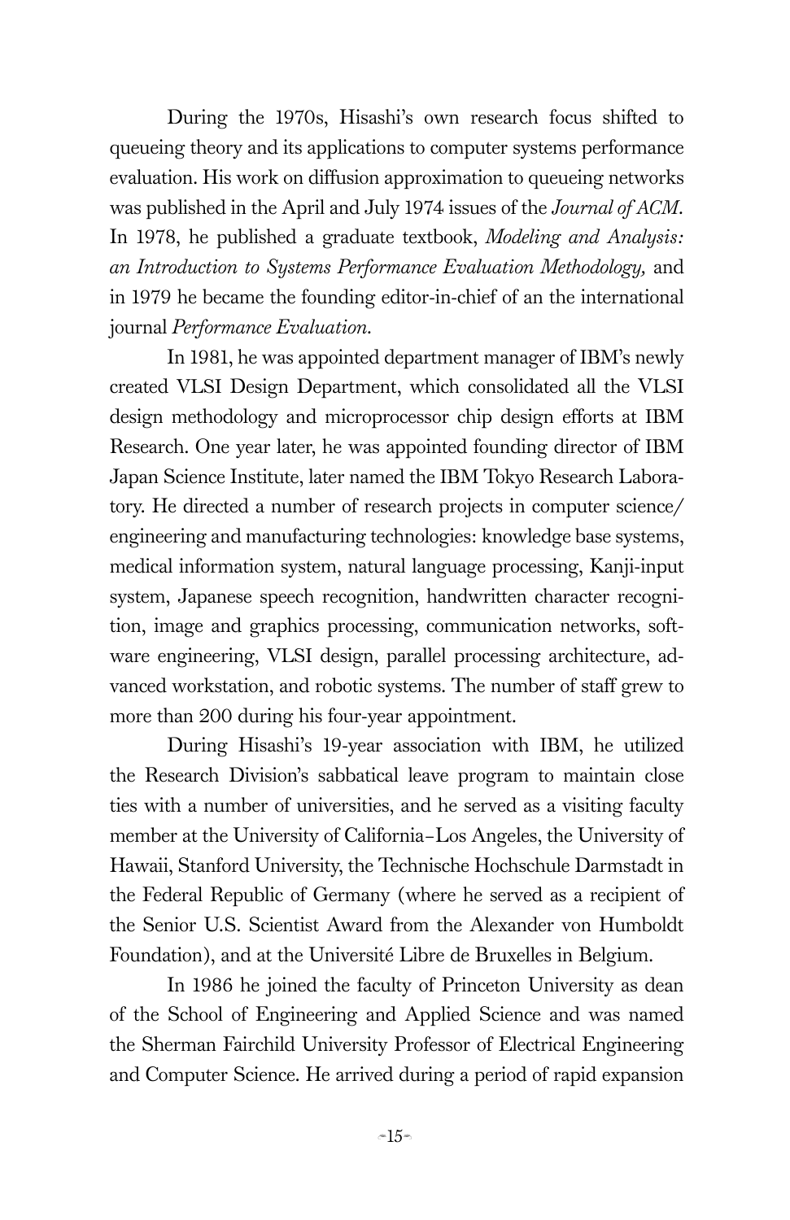During the 1970s, Hisashi's own research focus shifted to queueing theory and its applications to computer systems performance evaluation. His work on diffusion approximation to queueing networks was published in the April and July 1974 issues of the *Journal of ACM*. In 1978, he published a graduate textbook, *Modeling and Analysis: an Introduction to Systems Performance Evaluation Methodology,* and in 1979 he became the founding editor-in-chief of an the international journal *Performance Evaluation*.

In 1981, he was appointed department manager of IBM's newly created VLSI Design Department, which consolidated all the VLSI design methodology and microprocessor chip design efforts at IBM Research. One year later, he was appointed founding director of IBM Japan Science Institute, later named the IBM Tokyo Research Laboratory. He directed a number of research projects in computer science/engineering and manufacturing technologies: knowledge base systems, medical information system, natural language processing, Kanji-input system, Japanese speech recognition, handwritten character recognition, image and graphics processing, communication networks, software engineering, VLSI design, parallel processing architecture, advanced workstation, and robotic systems. The number of staff grew to more than 200 during his four-year appointment.

During Hisashi's 19-year association with IBM, he utilized the Research Division's sabbatical leave program to maintain close ties with a number of universities, and he served as a visiting faculty member at the University of California–Los Angeles, the University of Hawaii, Stanford University, the Technische Hochschule Darmstadt in the Federal Republic of Germany (where he served as a recipient of the Senior U.S. Scientist Award from the Alexander von Humboldt Foundation), and at the Université Libre de Bruxelles in Belgium.

In 1986 he joined the faculty of Princeton University as dean of the School of Engineering and Applied Science and was named the Sherman Fairchild University Professor of Electrical Engineering and Computer Science. He arrived during a period of rapid expansion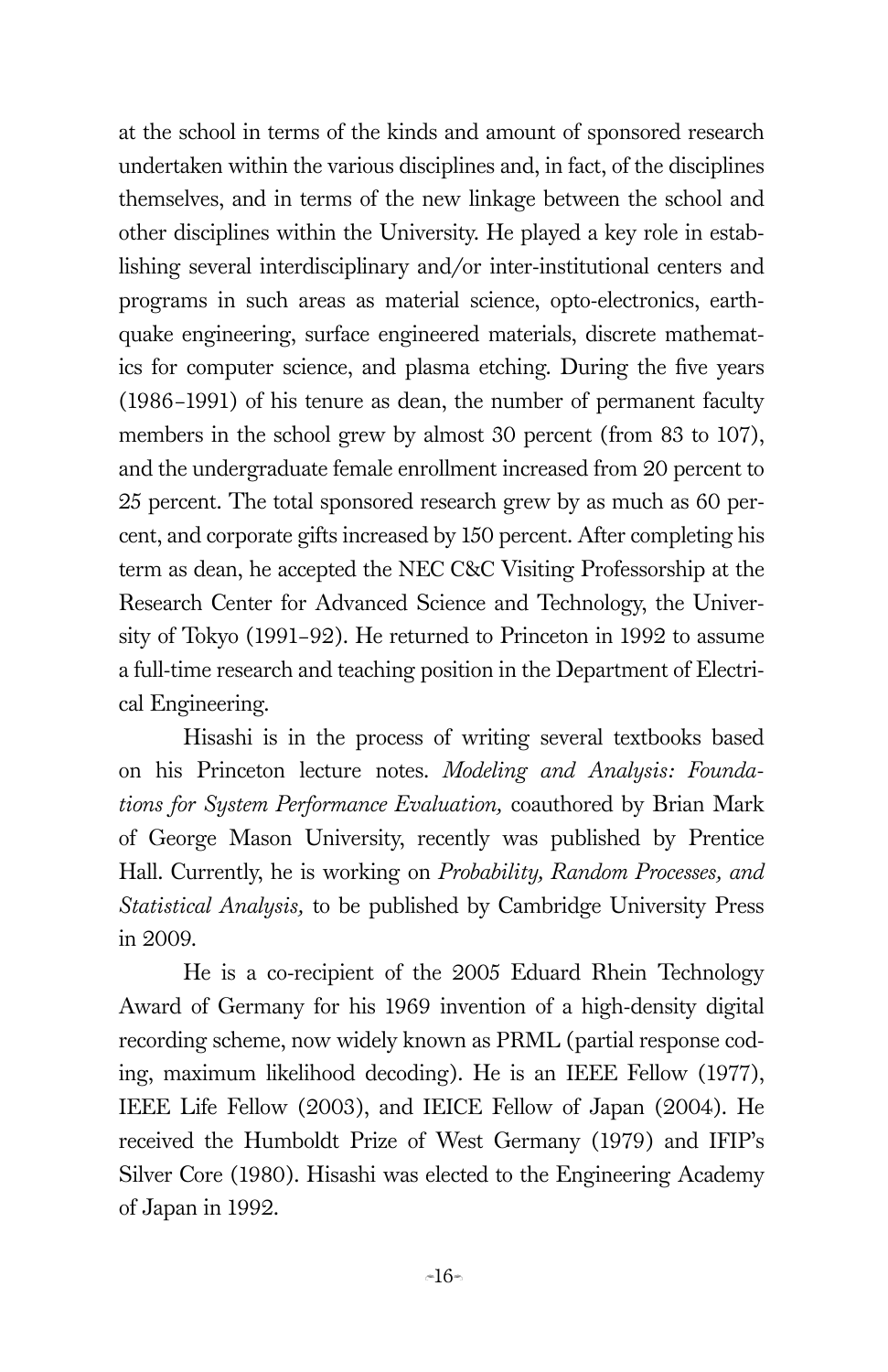at the school in terms of the kinds and amount of sponsored research undertaken within the various disciplines and, in fact, of the disciplines themselves, and in terms of the new linkage between the school and other disciplines within the University. He played a key role in establishing several interdisciplinary and/or inter-institutional centers and programs in such areas as material science, opto-electronics, earthquake engineering, surface engineered materials, discrete mathematics for computer science, and plasma etching. During the five years (1986–1991) of his tenure as dean, the number of permanent faculty members in the school grew by almost 30 percent (from 83 to 107), and the undergraduate female enrollment increased from 20 percent to 25 percent. The total sponsored research grew by as much as 60 percent, and corporate gifts increased by 150 percent. After completing his term as dean, he accepted the NEC C&C Visiting Professorship at the Research Center for Advanced Science and Technology, the University of Tokyo (1991–92). He returned to Princeton in 1992 to assume a full-time research and teaching position in the Department of Electrical Engineering.

Hisashi is in the process of writing several textbooks based on his Princeton lecture notes. *Modeling and Analysis: Foundations for System Performance Evaluation,* coauthored by Brian Mark of George Mason University, recently was published by Prentice Hall. Currently, he is working on *Probability, Random Processes, and Statistical Analysis,* to be published by Cambridge University Press in 2009.

He is a co-recipient of the 2005 Eduard Rhein Technology Award of Germany for his 1969 invention of a high-density digital recording scheme, now widely known as PRML (partial response coding, maximum likelihood decoding). He is an IEEE Fellow (1977), IEEE Life Fellow (2003), and IEICE Fellow of Japan (2004). He received the Humboldt Prize of West Germany (1979) and IFIP's Silver Core (1980). Hisashi was elected to the Engineering Academy of Japan in 1992.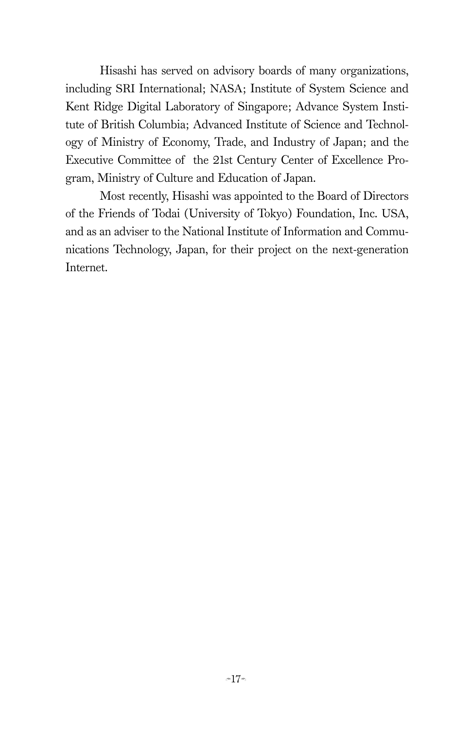Hisashi has served on advisory boards of many organizations, including SRI International; NASA; Institute of System Science and Kent Ridge Digital Laboratory of Singapore; Advance System Institute of British Columbia; Advanced Institute of Science and Technology of Ministry of Economy, Trade, and Industry of Japan; and the Executive Committee of the 21st Century Center of Excellence Program, Ministry of Culture and Education of Japan.

Most recently, Hisashi was appointed to the Board of Directors of the Friends of Todai (University of Tokyo) Foundation, Inc. USA, and as an adviser to the National Institute of Information and Communications Technology, Japan, for their project on the next-generation Internet.